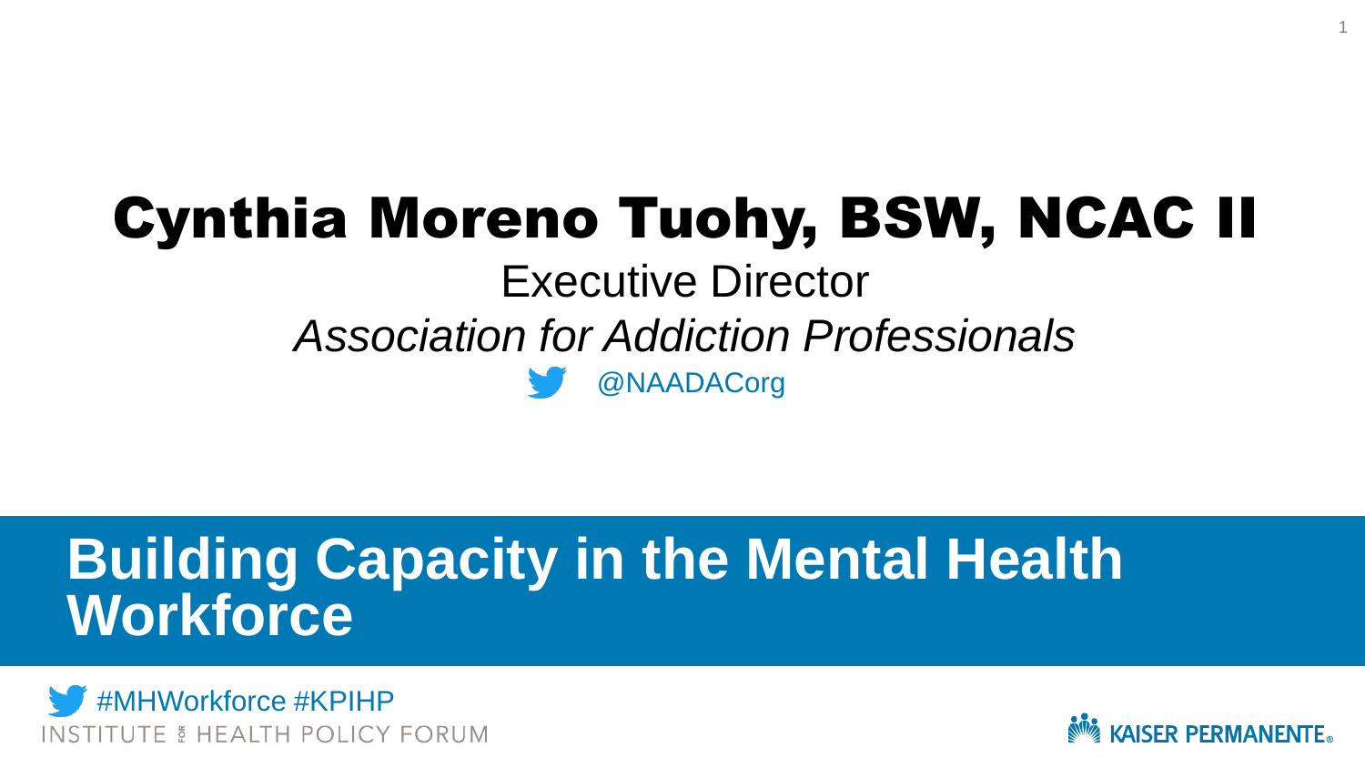# Cynthia Moreno Tuohy, BSW, NCAC II

Executive Director

*Association for Addiction Professionals*

@NAADACorg

## Building Capacity in the Mental Health Workforce

#MHWorkforce #KPIHP

INSTITUTE FOR HEALTH POLICY FORUM

KAISER PERMANENTE®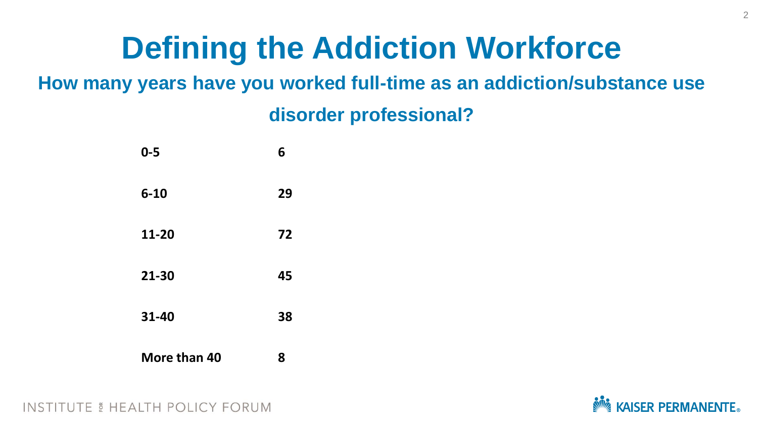# Defining the Addiction Workforce

## How many years have you worked full-time as an addiction/substance use disorder professional?

| Years | Count |
| --- | --- |
| **0-5** | **6** |
| **6-10** | **29** |
| **11-20** | **72** |
| **21-30** | **45** |
| **31-40** | **38** |
| **More than 40** | **8** |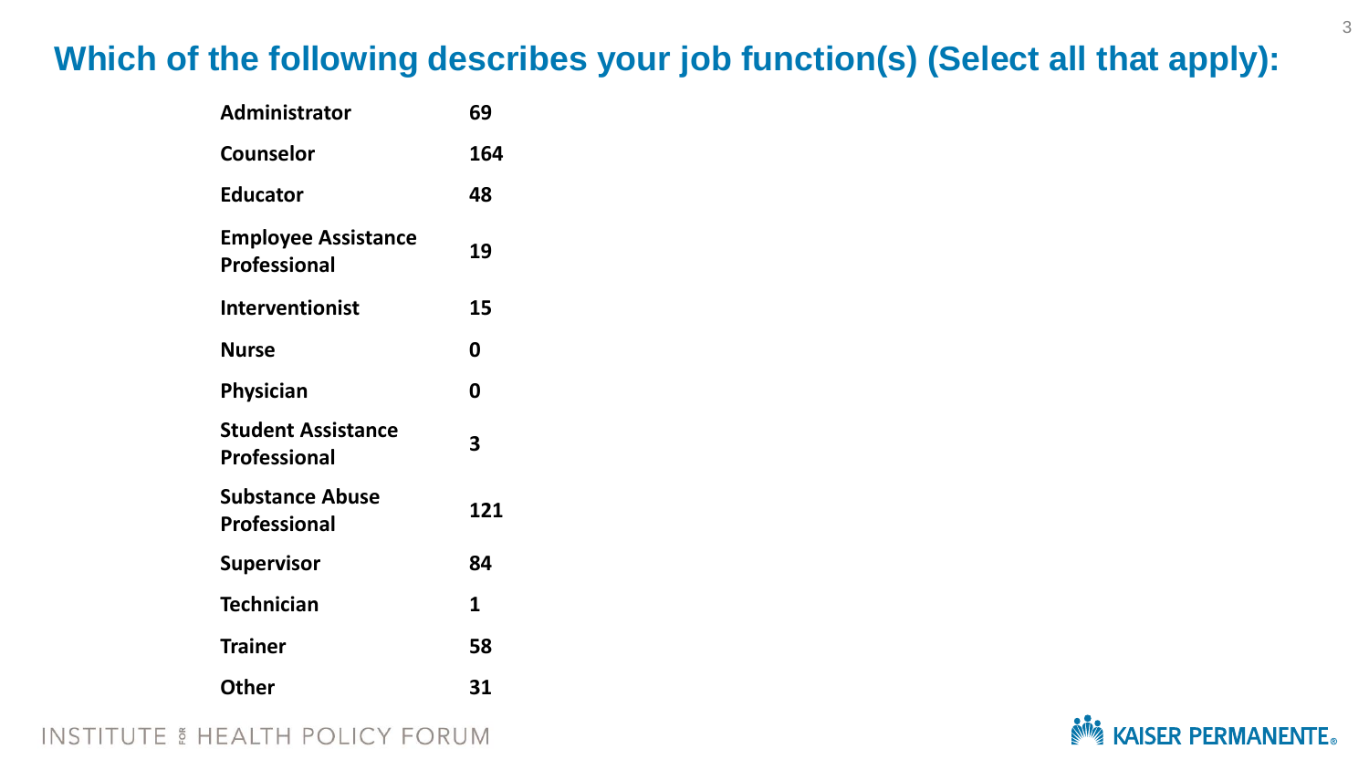## Which of the following describes your job function(s) (Select all that apply):

| Job Function | Count |
|---|---|
| Administrator | 69 |
| Counselor | 164 |
| Educator | 48 |
| Employee Assistance Professional | 19 |
| Interventionist | 15 |
| Nurse | 0 |
| Physician | 0 |
| Student Assistance Professional | 3 |
| Substance Abuse Professional | 121 |
| Supervisor | 84 |
| Technician | 1 |
| Trainer | 58 |
| Other | 31 |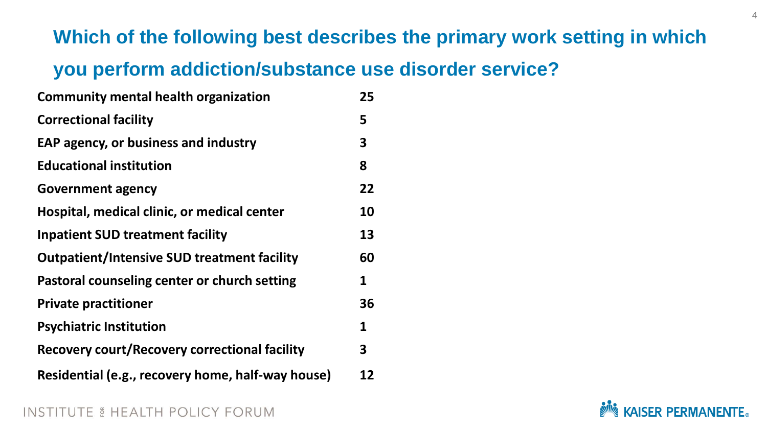## Which of the following best describes the primary work setting in which you perform addiction/substance use disorder service?

| Work setting | Count |
| --- | --- |
| Community mental health organization | 25 |
| Correctional facility | 5 |
| EAP agency, or business and industry | 3 |
| Educational institution | 8 |
| Government agency | 22 |
| Hospital, medical clinic, or medical center | 10 |
| Inpatient SUD treatment facility | 13 |
| Outpatient/Intensive SUD treatment facility | 60 |
| Pastoral counseling center or church setting | 1 |
| Private practitioner | 36 |
| Psychiatric Institution | 1 |
| Recovery court/Recovery correctional facility | 3 |
| Residential (e.g., recovery home, half-way house) | 12 |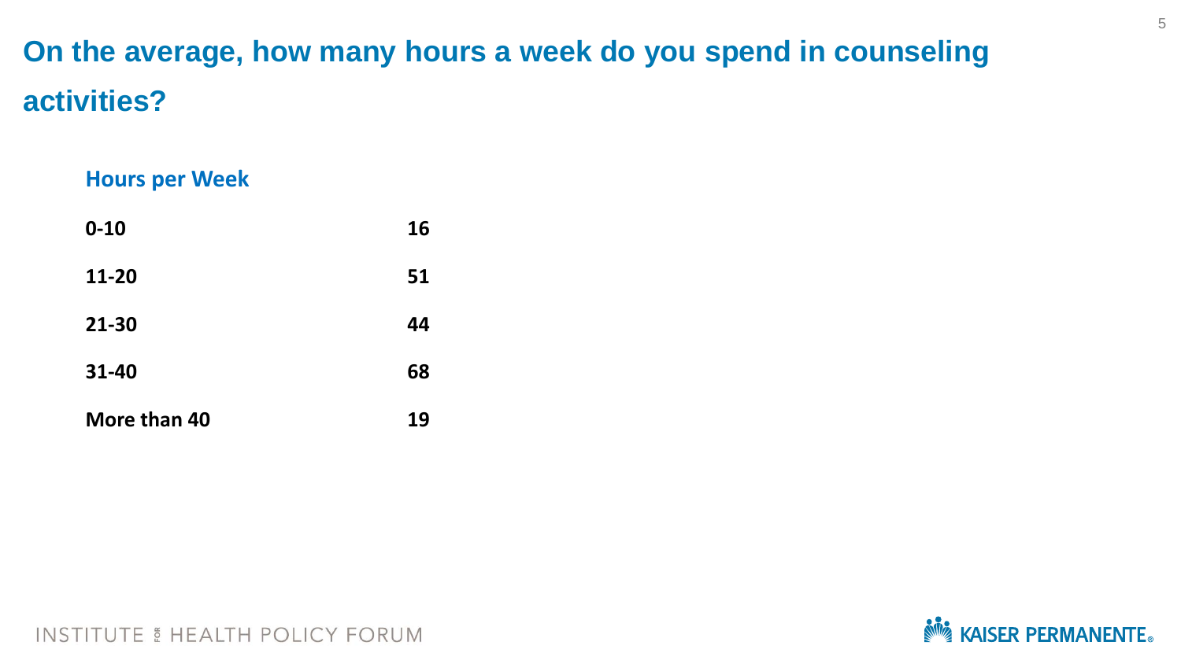# On the average, how many hours a week do you spend in counseling activities?

| Hours per Week | |
|---|---|
| 0-10 | 16 |
| 11-20 | 51 |
| 21-30 | 44 |
| 31-40 | 68 |
| More than 40 | 19 |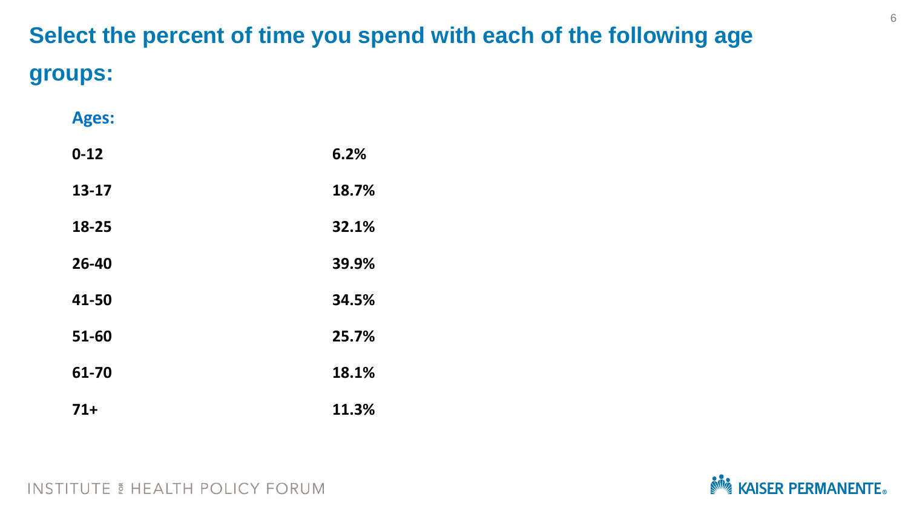# Select the percent of time you spend with each of the following age groups:

| Ages: | |
|---|---|
| 0-12 | 6.2% |
| 13-17 | 18.7% |
| 18-25 | 32.1% |
| 26-40 | 39.9% |
| 41-50 | 34.5% |
| 51-60 | 25.7% |
| 61-70 | 18.1% |
| 71+ | 11.3% |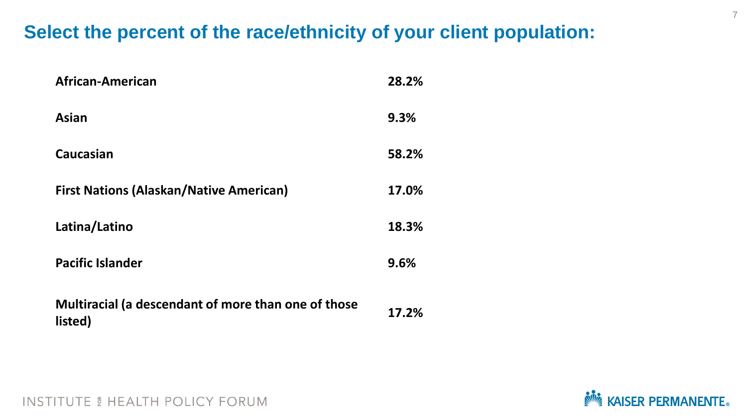# Select the percent of the race/ethnicity of your client population:

| | |
|---|---|
| **African-American** | **28.2%** |
| **Asian** | **9.3%** |
| **Caucasian** | **58.2%** |
| **First Nations (Alaskan/Native American)** | **17.0%** |
| **Latina/Latino** | **18.3%** |
| **Pacific Islander** | **9.6%** |
| **Multiracial (a descendant of more than one of those listed)** | **17.2%** |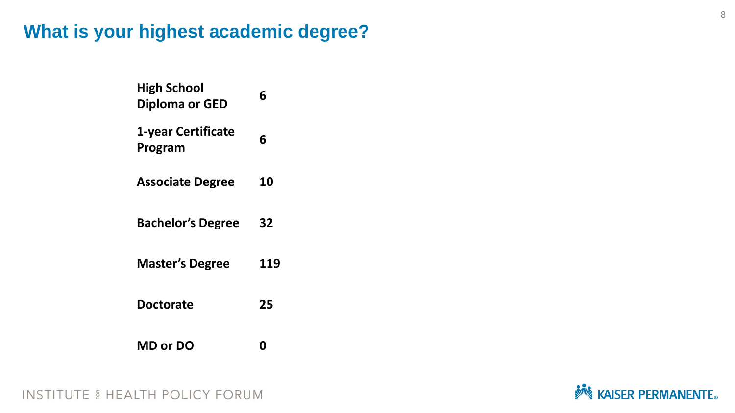# What is your highest academic degree?

| | |
|---|---|
| **High School Diploma or GED** | **6** |
| **1-year Certificate Program** | **6** |
| **Associate Degree** | **10** |
| **Bachelor's Degree** | **32** |
| **Master's Degree** | **119** |
| **Doctorate** | **25** |
| **MD or DO** | **0** |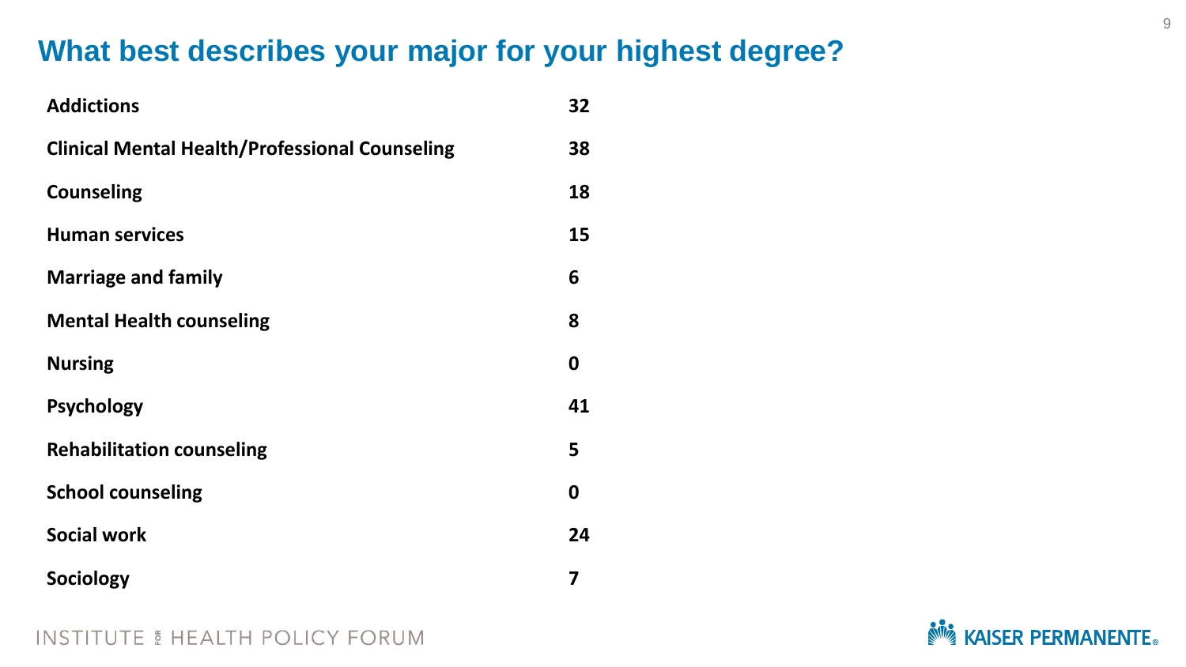# What best describes your major for your highest degree?

| Major | Count |
| --- | --- |
| **Addictions** | **32** |
| **Clinical Mental Health/Professional Counseling** | **38** |
| **Counseling** | **18** |
| **Human services** | **15** |
| **Marriage and family** | **6** |
| **Mental Health counseling** | **8** |
| **Nursing** | **0** |
| **Psychology** | **41** |
| **Rehabilitation counseling** | **5** |
| **School counseling** | **0** |
| **Social work** | **24** |
| **Sociology** | **7** |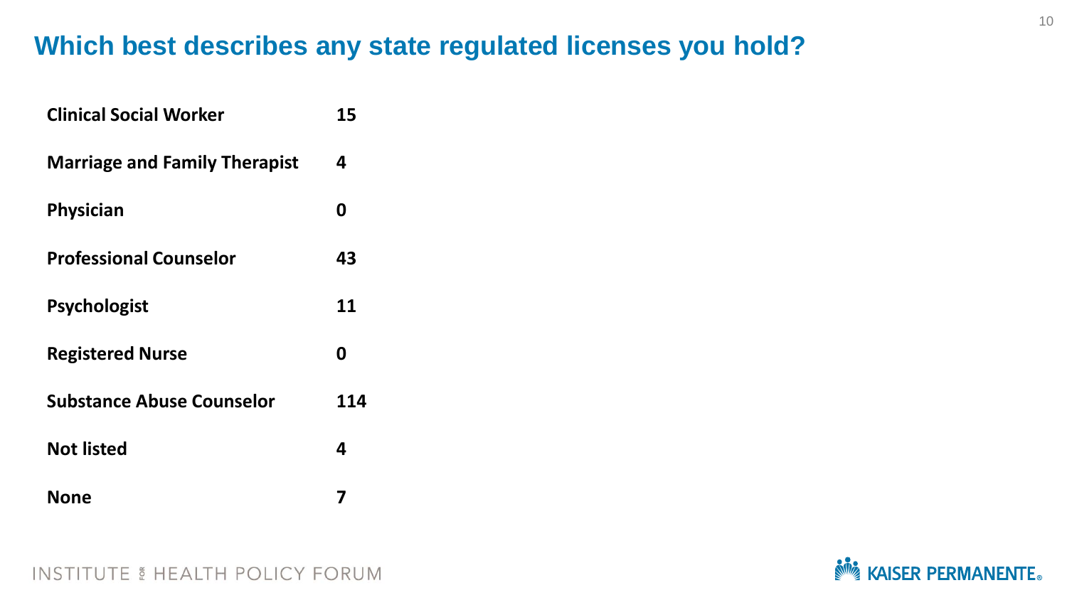# Which best describes any state regulated licenses you hold?

| | |
|---|---|
| **Clinical Social Worker** | **15** |
| **Marriage and Family Therapist** | **4** |
| **Physician** | **0** |
| **Professional Counselor** | **43** |
| **Psychologist** | **11** |
| **Registered Nurse** | **0** |
| **Substance Abuse Counselor** | **114** |
| **Not listed** | **4** |
| **None** | **7** |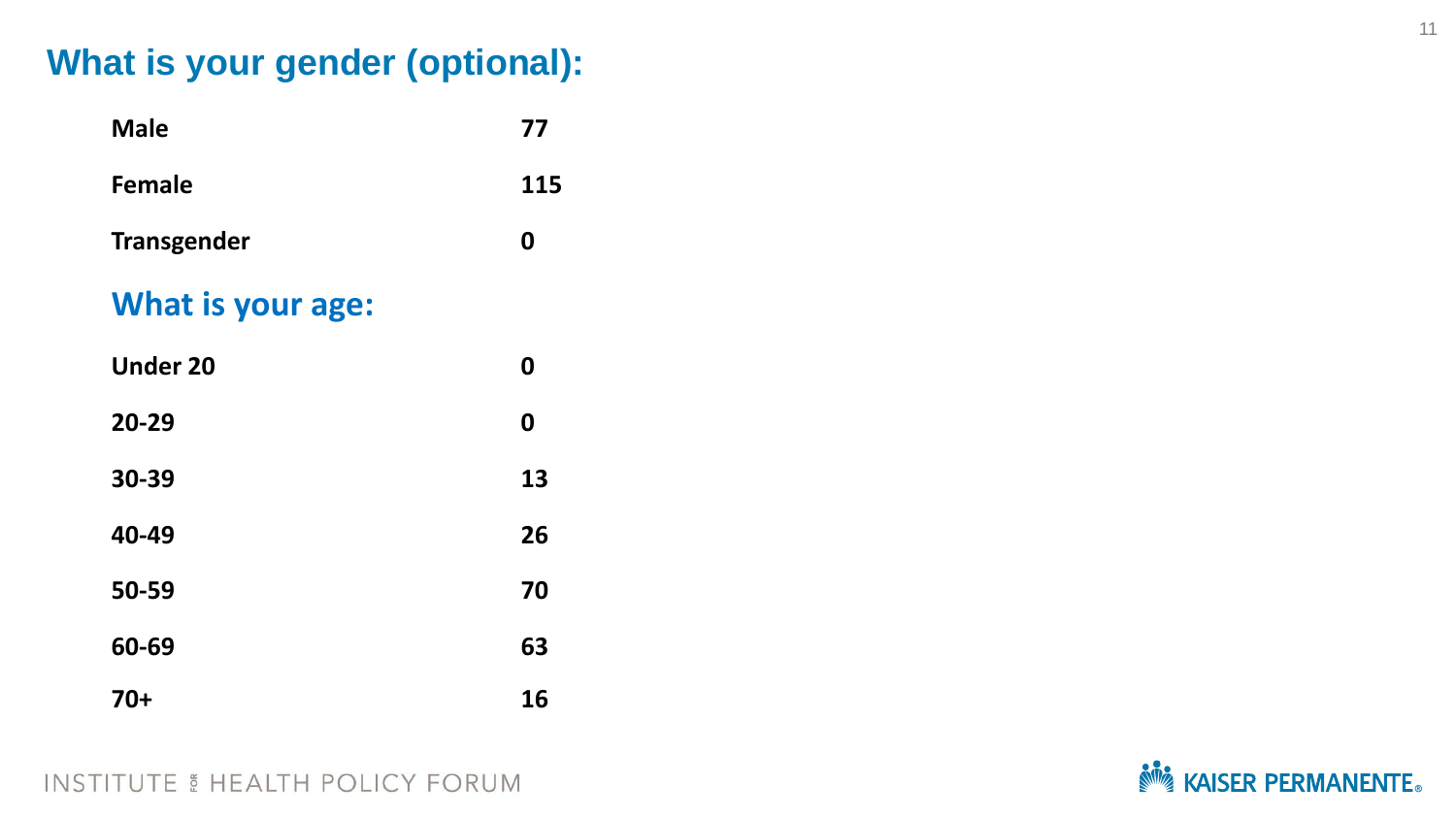## What is your gender (optional):

| | |
|---|---|
| **Male** | **77** |
| **Female** | **115** |
| **Transgender** | **0** |

## What is your age:

| | |
|---|---|
| **Under 20** | **0** |
| **20-29** | **0** |
| **30-39** | **13** |
| **40-49** | **26** |
| **50-59** | **70** |
| **60-69** | **63** |
| **70+** | **16** |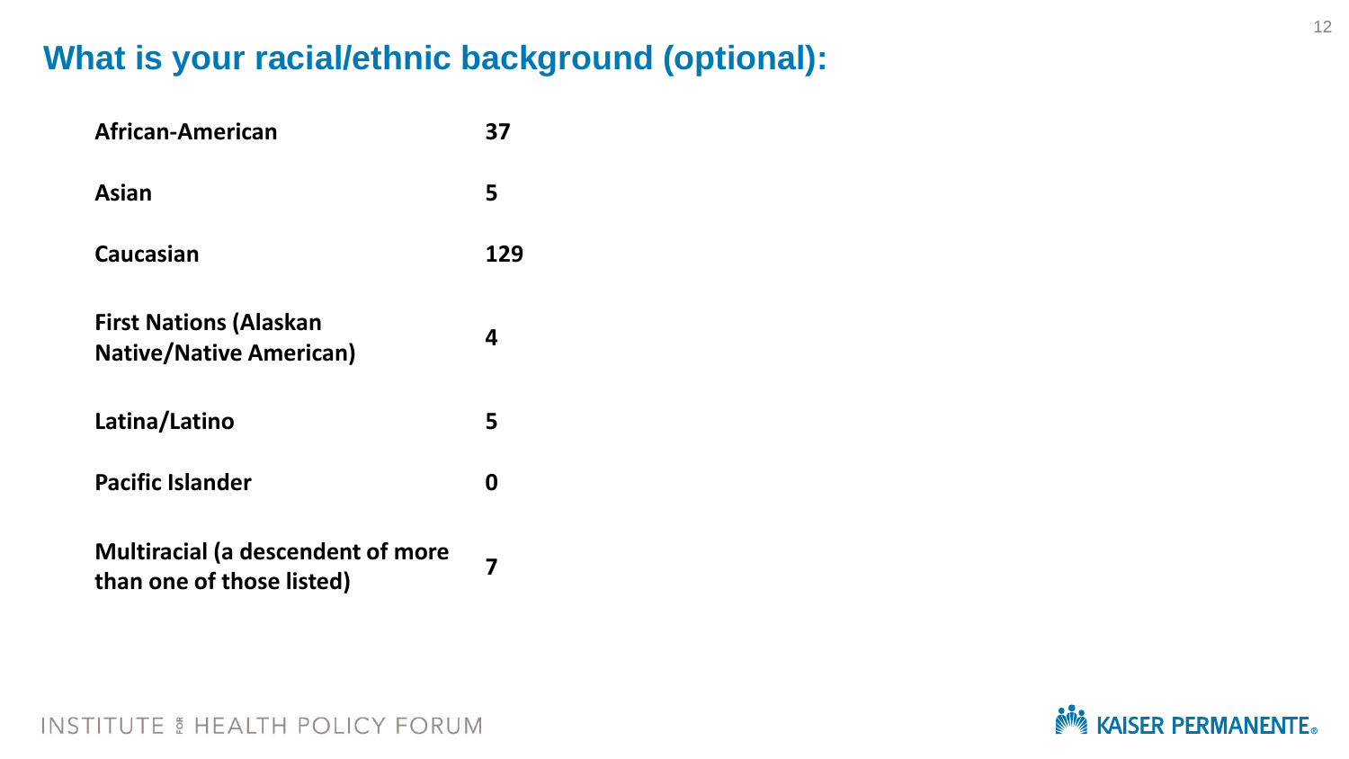## What is your racial/ethnic background (optional):

| | |
|---|---|
| **African-American** | **37** |
| **Asian** | **5** |
| **Caucasian** | **129** |
| **First Nations (Alaskan Native/Native American)** | **4** |
| **Latina/Latino** | **5** |
| **Pacific Islander** | **0** |
| **Multiracial (a descendent of more than one of those listed)** | **7** |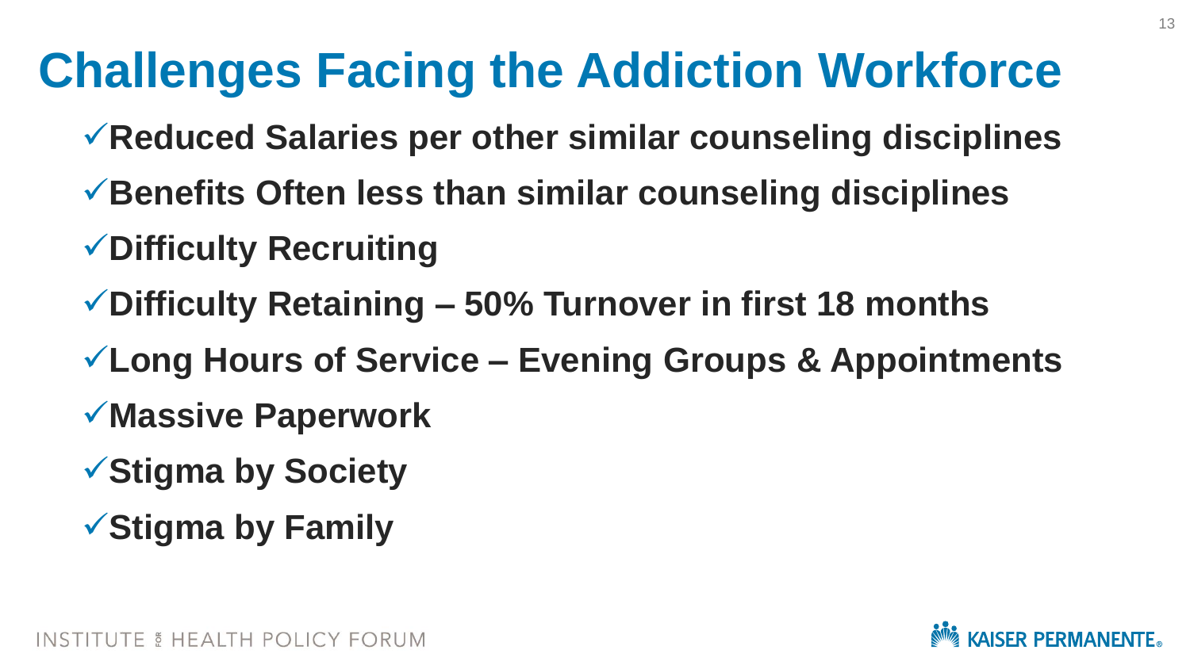# Challenges Facing the Addiction Workforce

- ✓ **Reduced Salaries per other similar counseling disciplines**
- ✓ **Benefits Often less than similar counseling disciplines**
- ✓ **Difficulty Recruiting**
- ✓ **Difficulty Retaining – 50% Turnover in first 18 months**
- ✓ **Long Hours of Service – Evening Groups & Appointments**
- ✓ **Massive Paperwork**
- ✓ **Stigma by Society**
- ✓ **Stigma by Family**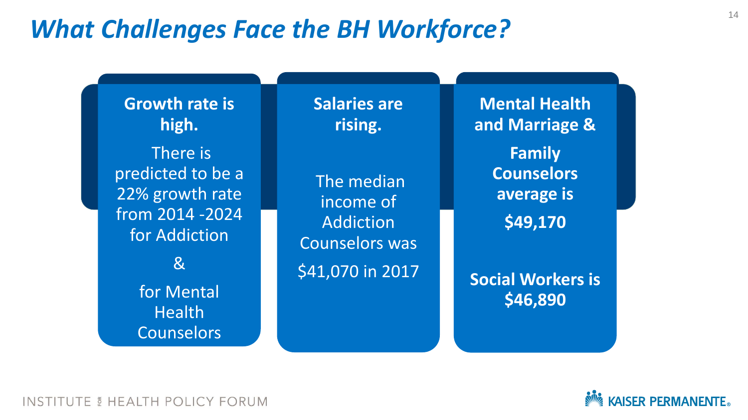# *What Challenges Face the BH Workforce?*

**Growth rate is high.**

There is predicted to be a 22% growth rate from 2014 -2024 for Addiction

&

for Mental Health Counselors

**Salaries are rising.**

The median income of Addiction Counselors was

$41,070 in 2017

**Mental Health and Marriage &**

**Family Counselors average is**

**$49,170**

**Social Workers is $46,890**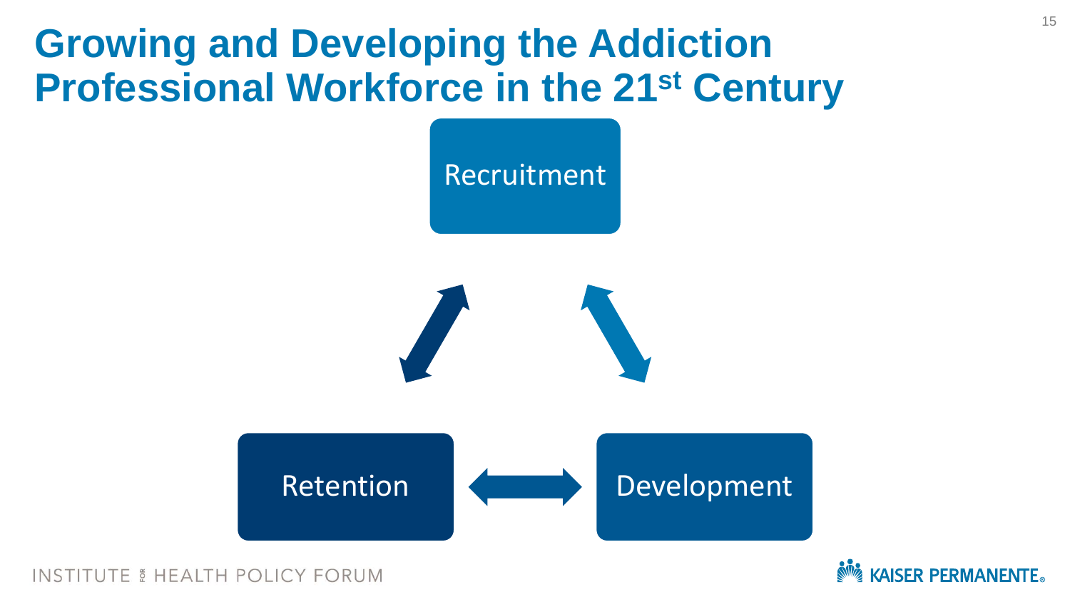# Growing and Developing the Addiction Professional Workforce in the 21st Century

Recruitment

Retention

Development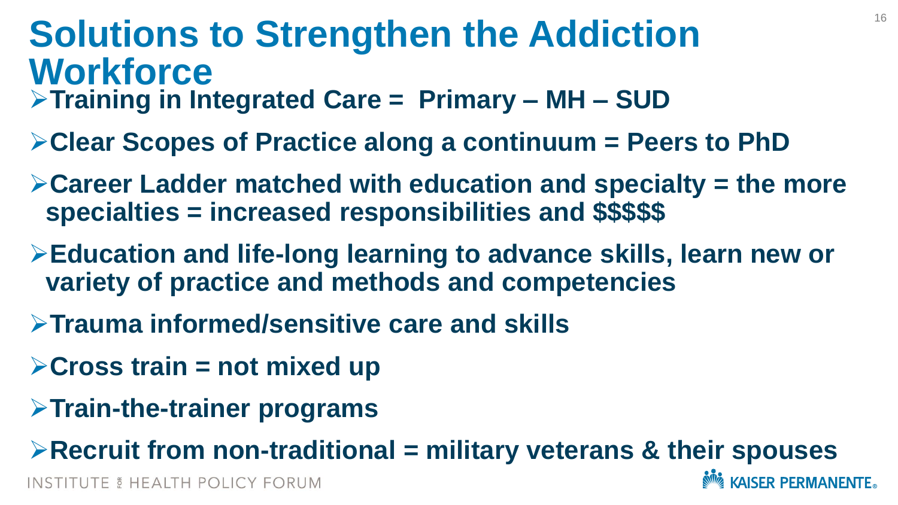# Solutions to Strengthen the Addiction Workforce

- **Training in Integrated Care = Primary – MH – SUD**
- **Clear Scopes of Practice along a continuum = Peers to PhD**
- **Career Ladder matched with education and specialty = the more specialties = increased responsibilities and $$$$$**
- **Education and life-long learning to advance skills, learn new or variety of practice and methods and competencies**
- **Trauma informed/sensitive care and skills**
- **Cross train = not mixed up**
- **Train-the-trainer programs**
- **Recruit from non-traditional = military veterans & their spouses**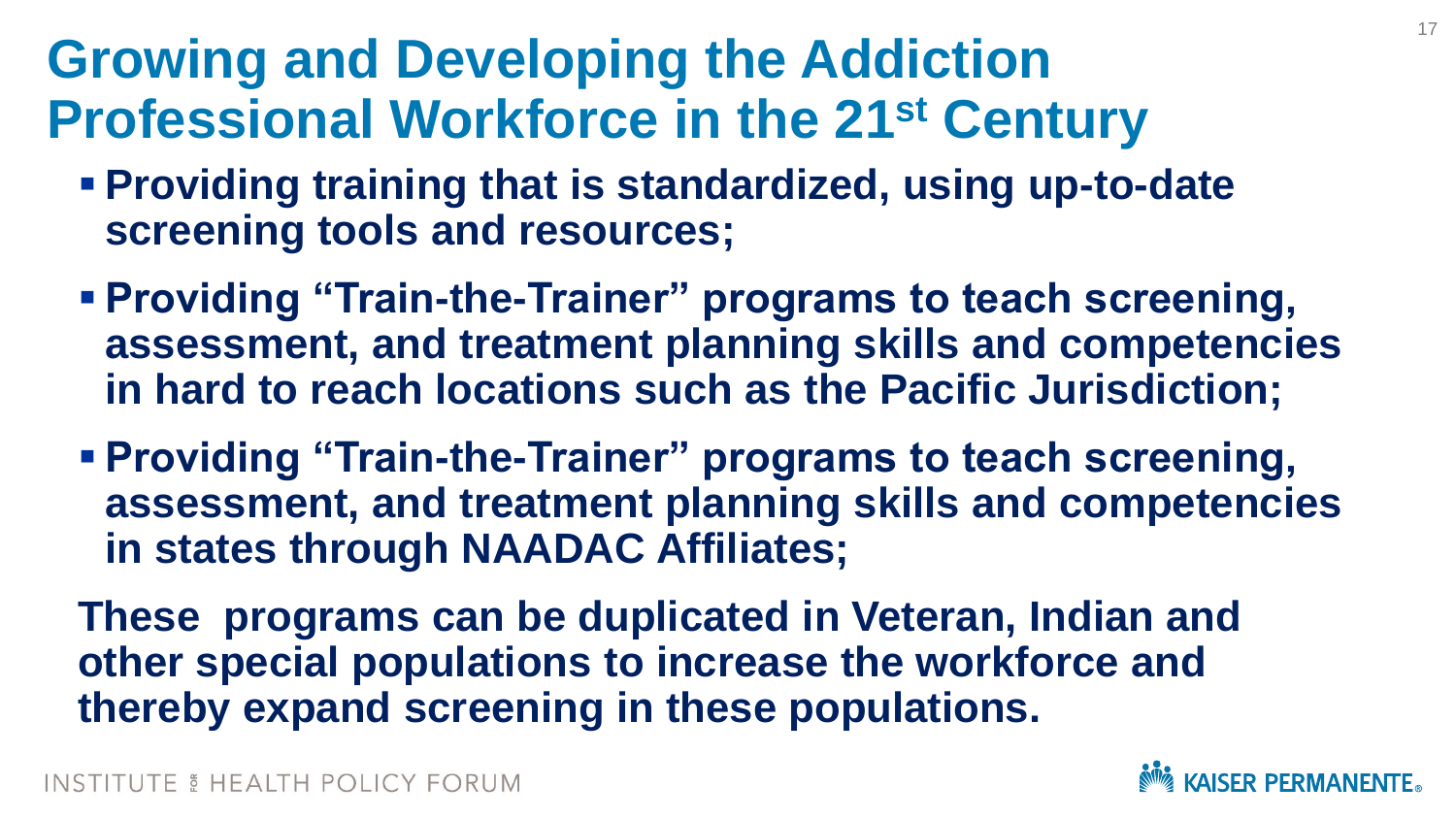# Growing and Developing the Addiction Professional Workforce in the 21st Century

- **Providing training that is standardized, using up-to-date screening tools and resources;**
- **Providing "Train-the-Trainer" programs to teach screening, assessment, and treatment planning skills and competencies in hard to reach locations such as the Pacific Jurisdiction;**
- **Providing "Train-the-Trainer" programs to teach screening, assessment, and treatment planning skills and competencies in states through NAADAC Affiliates;**

**These programs can be duplicated in Veteran, Indian and other special populations to increase the workforce and thereby expand screening in these populations.**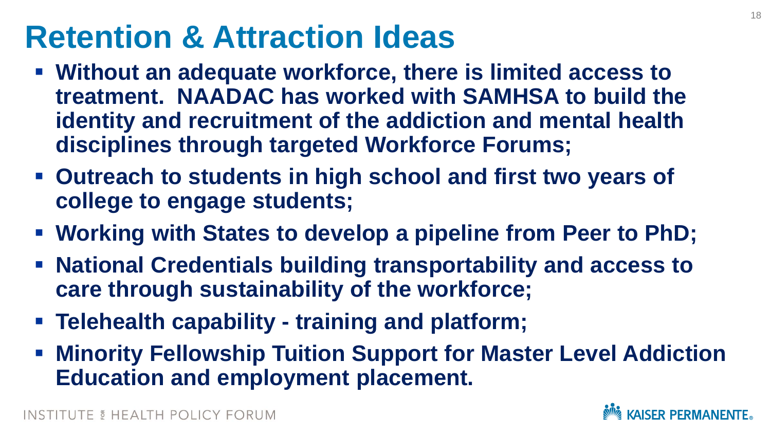# Retention & Attraction Ideas

- **Without an adequate workforce, there is limited access to treatment. NAADAC has worked with SAMHSA to build the identity and recruitment of the addiction and mental health disciplines through targeted Workforce Forums;**
- **Outreach to students in high school and first two years of college to engage students;**
- **Working with States to develop a pipeline from Peer to PhD;**
- **National Credentials building transportability and access to care through sustainability of the workforce;**
- **Telehealth capability - training and platform;**
- **Minority Fellowship Tuition Support for Master Level Addiction Education and employment placement.**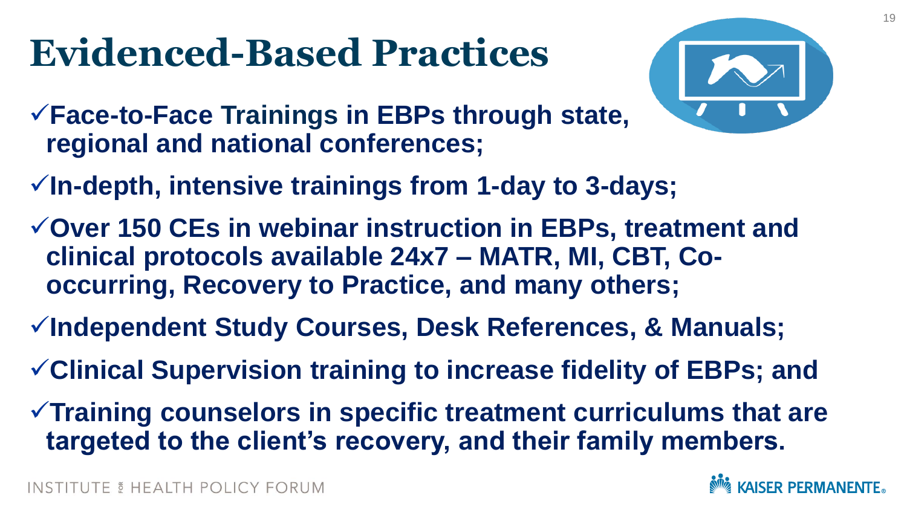# Evidenced-Based Practices

- ✓ **Face-to-Face Trainings in EBPs through state, regional and national conferences;**
- ✓ **In-depth, intensive trainings from 1-day to 3-days;**
- ✓ **Over 150 CEs in webinar instruction in EBPs, treatment and clinical protocols available 24x7 – MATR, MI, CBT, Co-occurring, Recovery to Practice, and many others;**
- ✓ **Independent Study Courses, Desk References, & Manuals;**
- ✓ **Clinical Supervision training to increase fidelity of EBPs; and**
- ✓ **Training counselors in specific treatment curriculums that are targeted to the client's recovery, and their family members.**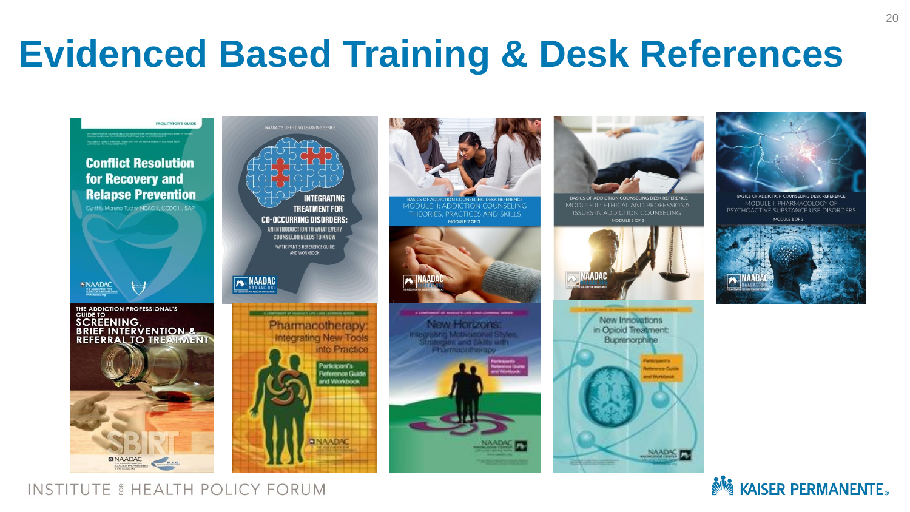# Evidenced Based Training & Desk References

**Conflict Resolution for Recovery and Relapse Prevention**
Cynthia Moreno Tuohy, NCAC II, CCDC III, SAP
FACILITATOR'S GUIDE

NAADAC'S LIFE-LONG LEARNING SERIES
**INTEGRATING TREATMENT FOR CO-OCCURRING DISORDERS: AN INTRODUCTION TO WHAT EVERY COUNSELOR NEEDS TO KNOW**
PARTICIPANT'S REFERENCE GUIDE AND WORKBOOK

BASICS OF ADDICTION COUNSELING DESK REFERENCE
MODULE II: ADDICTION COUNSELING THEORIES, PRACTICES AND SKILLS
MODULE 2 OF 3

BASICS OF ADDICTION COUNSELING DESK REFERENCE
MODULE III: ETHICAL AND PROFESSIONAL ISSUES IN ADDICTION COUNSELING
MODULE 3 OF 3

BASICS OF ADDICTION COUNSELING DESK REFERENCE
MODULE I: PHARMACOLOGY OF PSYCHOACTIVE SUBSTANCE USE DISORDERS
MODULE 1 OF 3

THE ADDICTION PROFESSIONAL'S GUIDE TO
**SCREENING, BRIEF INTERVENTION & REFERRAL TO TREATMENT**
SBIRT

**Pharmacotherapy: Integrating New Tools into Practice**
Participant's Reference Guide and Workbook

**New Horizons: Integrating Motivational Styles, Strategies and Skills with Pharmacotherapy**
Participant's Reference Guide and Workbook

**New Innovations in Opioid Treatment: Buprenorphine**
Participant's Reference Guide and Workbook

NAADAC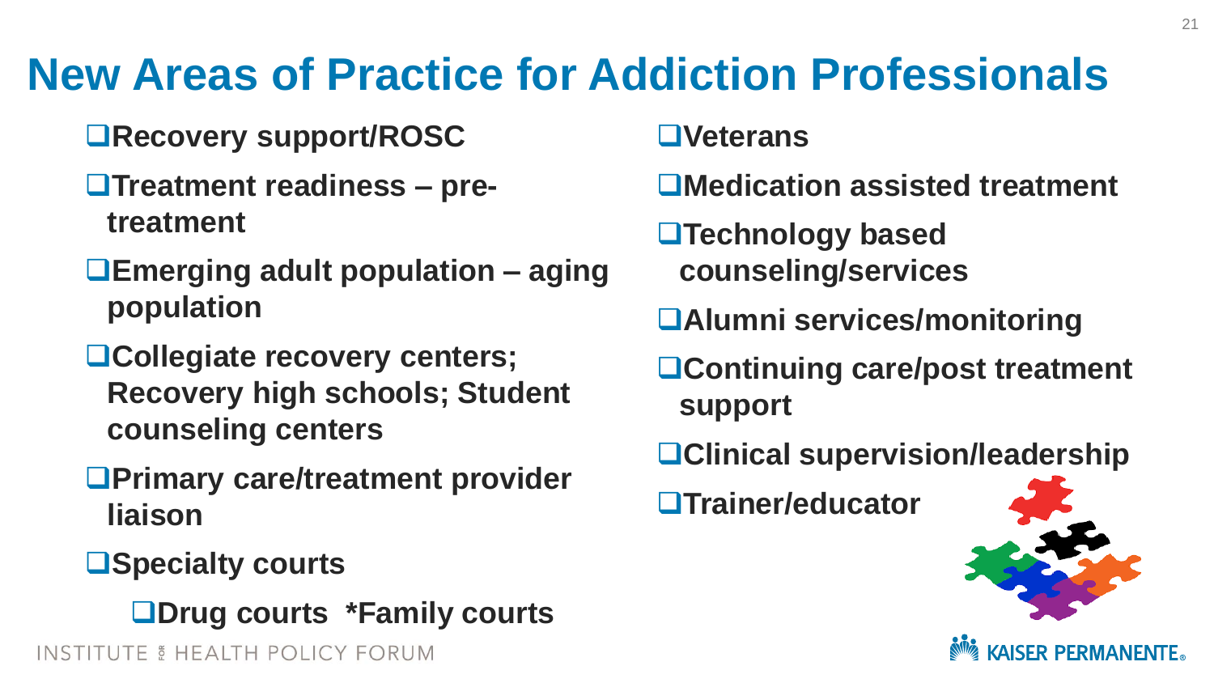# New Areas of Practice for Addiction Professionals

- **Recovery support/ROSC**
- **Treatment readiness – pre-treatment**
- **Emerging adult population – aging population**
- **Collegiate recovery centers; Recovery high schools; Student counseling centers**
- **Primary care/treatment provider liaison**
- **Specialty courts**
  - **Drug courts \*Family courts**
- **Veterans**
- **Medication assisted treatment**
- **Technology based counseling/services**
- **Alumni services/monitoring**
- **Continuing care/post treatment support**
- **Clinical supervision/leadership**
- **Trainer/educator**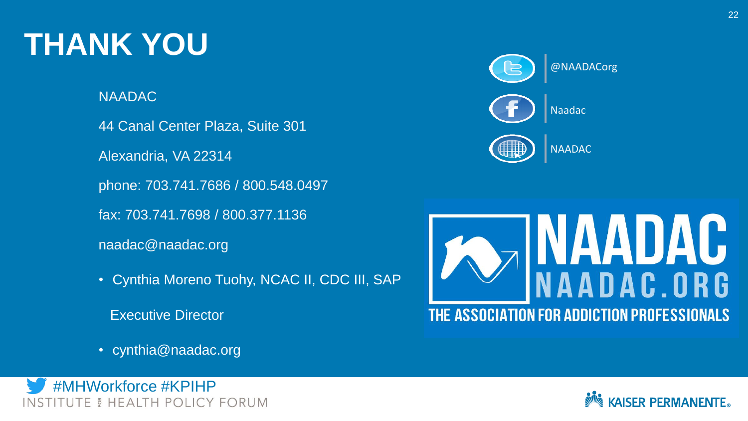# THANK YOU

NAADAC

44 Canal Center Plaza, Suite 301

Alexandria, VA 22314

phone: 703.741.7686 / 800.548.0497

fax: 703.741.7698 / 800.377.1136

naadac@naadac.org

- Cynthia Moreno Tuohy, NCAC II, CDC III, SAP

  Executive Director

- cynthia@naadac.org

@NAADACorg

Naadac

NAADAC

NAADAC

NAADAC.ORG

THE ASSOCIATION FOR ADDICTION PROFESSIONALS

#MHWorkforce #KPIHP

INSTITUTE FOR HEALTH POLICY FORUM

KAISER PERMANENTE®